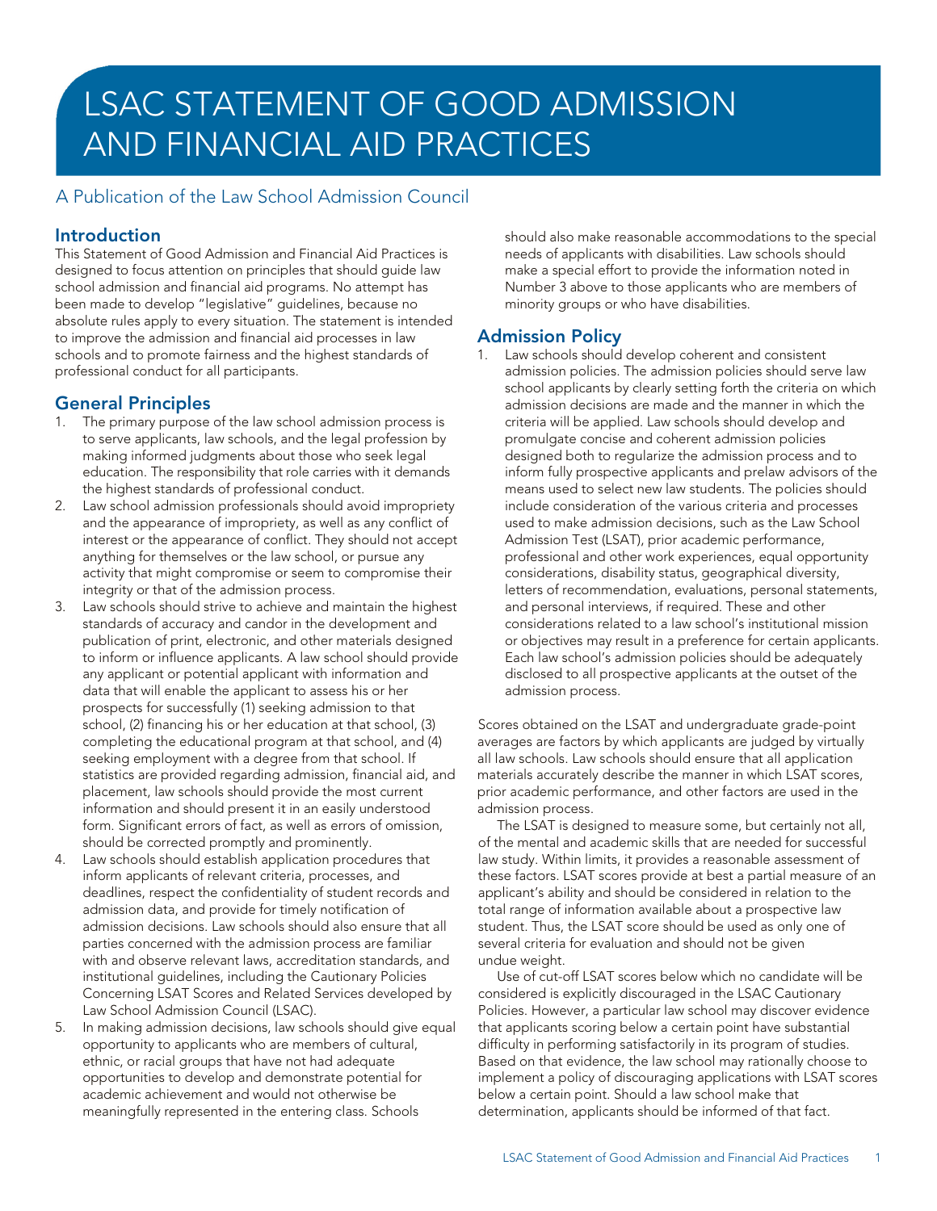# LSAC STATEMENT OF GOOD ADMISSION AND FINANCIAL AID PRACTICES

A Publication of the Law School Admission Council

## Introduction

This Statement of Good Admission and Financial Aid Practices is designed to focus attention on principles that should guide law school admission and financial aid programs. No attempt has been made to develop "legislative" guidelines, because no absolute rules apply to every situation. The statement is intended to improve the admission and financial aid processes in law schools and to promote fairness and the highest standards of professional conduct for all participants.

## General Principles

1. The primary purpose of the law school admission process is to serve applicants, law schools, and the legal profession by making informed judgments about those who seek legal education. The responsibility that role carries with it demands the highest standards of professional conduct.
2. Law school admission professionals should avoid impropriety and the appearance of impropriety, as well as any conflict of interest or the appearance of conflict. They should not accept anything for themselves or the law school, or pursue any activity that might compromise or seem to compromise their integrity or that of the admission process.
3. Law schools should strive to achieve and maintain the highest standards of accuracy and candor in the development and publication of print, electronic, and other materials designed to inform or influence applicants. A law school should provide any applicant or potential applicant with information and data that will enable the applicant to assess his or her prospects for successfully (1) seeking admission to that school, (2) financing his or her education at that school, (3) completing the educational program at that school, and (4) seeking employment with a degree from that school. If statistics are provided regarding admission, financial aid, and placement, law schools should provide the most current information and should present it in an easily understood form. Significant errors of fact, as well as errors of omission, should be corrected promptly and prominently.
4. Law schools should establish application procedures that inform applicants of relevant criteria, processes, and deadlines, respect the confidentiality of student records and admission data, and provide for timely notification of admission decisions. Law schools should also ensure that all parties concerned with the admission process are familiar with and observe relevant laws, accreditation standards, and institutional guidelines, including the Cautionary Policies Concerning LSAT Scores and Related Services developed by Law School Admission Council (LSAC).
5. In making admission decisions, law schools should give equal opportunity to applicants who are members of cultural, ethnic, or racial groups that have not had adequate opportunities to develop and demonstrate potential for academic achievement and would not otherwise be meaningfully represented in the entering class. Schools should also make reasonable accommodations to the special needs of applicants with disabilities. Law schools should make a special effort to provide the information noted in Number 3 above to those applicants who are members of minority groups or who have disabilities.

## Admission Policy

1. Law schools should develop coherent and consistent admission policies. The admission policies should serve law school applicants by clearly setting forth the criteria on which admission decisions are made and the manner in which the criteria will be applied. Law schools should develop and promulgate concise and coherent admission policies designed both to regularize the admission process and to inform fully prospective applicants and prelaw advisors of the means used to select new law students. The policies should include consideration of the various criteria and processes used to make admission decisions, such as the Law School Admission Test (LSAT), prior academic performance, professional and other work experiences, equal opportunity considerations, disability status, geographical diversity, letters of recommendation, evaluations, personal statements, and personal interviews, if required. These and other considerations related to a law school's institutional mission or objectives may result in a preference for certain applicants. Each law school's admission policies should be adequately disclosed to all prospective applicants at the outset of the admission process.

Scores obtained on the LSAT and undergraduate grade-point averages are factors by which applicants are judged by virtually all law schools. Law schools should ensure that all application materials accurately describe the manner in which LSAT scores, prior academic performance, and other factors are used in the admission process.

The LSAT is designed to measure some, but certainly not all, of the mental and academic skills that are needed for successful law study. Within limits, it provides a reasonable assessment of these factors. LSAT scores provide at best a partial measure of an applicant's ability and should be considered in relation to the total range of information available about a prospective law student. Thus, the LSAT score should be used as only one of several criteria for evaluation and should not be given undue weight.

Use of cut-off LSAT scores below which no candidate will be considered is explicitly discouraged in the LSAC Cautionary Policies. However, a particular law school may discover evidence that applicants scoring below a certain point have substantial difficulty in performing satisfactorily in its program of studies. Based on that evidence, the law school may rationally choose to implement a policy of discouraging applications with LSAT scores below a certain point. Should a law school make that determination, applicants should be informed of that fact.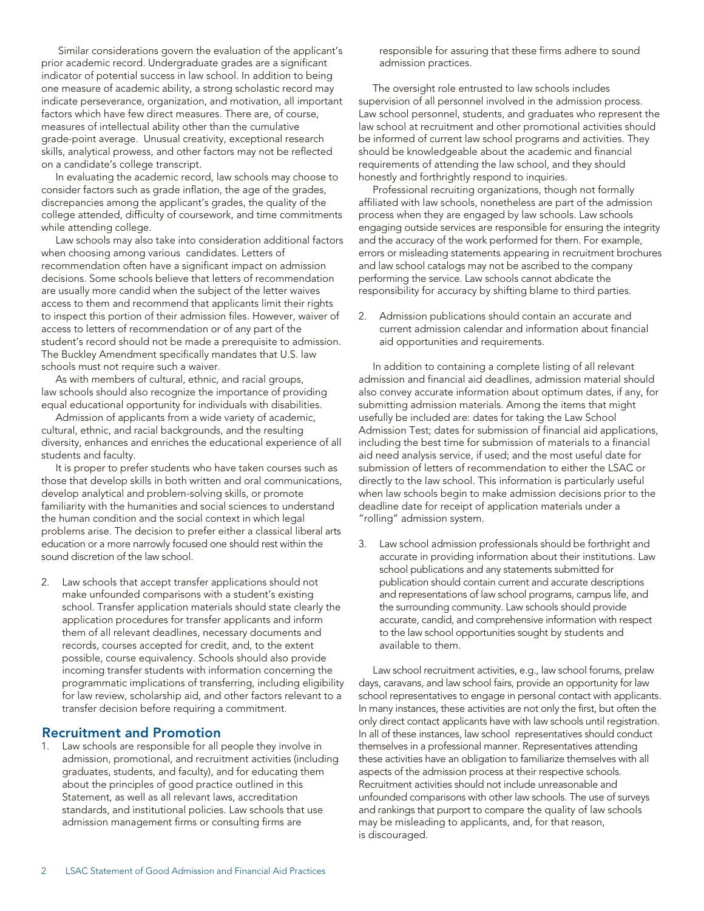Similar considerations govern the evaluation of the applicant's prior academic record. Undergraduate grades are a significant indicator of potential success in law school. In addition to being one measure of academic ability, a strong scholastic record may indicate perseverance, organization, and motivation, all important factors which have few direct measures. There are, of course, measures of intellectual ability other than the cumulative grade-point average. Unusual creativity, exceptional research skills, analytical prowess, and other factors may not be reflected on a candidate's college transcript.

In evaluating the academic record, law schools may choose to consider factors such as grade inflation, the age of the grades, discrepancies among the applicant's grades, the quality of the college attended, difficulty of coursework, and time commitments while attending college.

Law schools may also take into consideration additional factors when choosing among various candidates. Letters of recommendation often have a significant impact on admission decisions. Some schools believe that letters of recommendation are usually more candid when the subject of the letter waives access to them and recommend that applicants limit their rights to inspect this portion of their admission files. However, waiver of access to letters of recommendation or of any part of the student's record should not be made a prerequisite to admission. The Buckley Amendment specifically mandates that U.S. law schools must not require such a waiver.

As with members of cultural, ethnic, and racial groups, law schools should also recognize the importance of providing equal educational opportunity for individuals with disabilities.

Admission of applicants from a wide variety of academic, cultural, ethnic, and racial backgrounds, and the resulting diversity, enhances and enriches the educational experience of all students and faculty.

It is proper to prefer students who have taken courses such as those that develop skills in both written and oral communications, develop analytical and problem-solving skills, or promote familiarity with the humanities and social sciences to understand the human condition and the social context in which legal problems arise. The decision to prefer either a classical liberal arts education or a more narrowly focused one should rest within the sound discretion of the law school.

2. Law schools that accept transfer applications should not make unfounded comparisons with a student's existing school. Transfer application materials should state clearly the application procedures for transfer applicants and inform them of all relevant deadlines, necessary documents and records, courses accepted for credit, and, to the extent possible, course equivalency. Schools should also provide incoming transfer students with information concerning the programmatic implications of transferring, including eligibility for law review, scholarship aid, and other factors relevant to a transfer decision before requiring a commitment.

## Recruitment and Promotion

1. Law schools are responsible for all people they involve in admission, promotional, and recruitment activities (including graduates, students, and faculty), and for educating them about the principles of good practice outlined in this Statement, as well as all relevant laws, accreditation standards, and institutional policies. Law schools that use admission management firms or consulting firms are responsible for assuring that these firms adhere to sound admission practices.

The oversight role entrusted to law schools includes supervision of all personnel involved in the admission process. Law school personnel, students, and graduates who represent the law school at recruitment and other promotional activities should be informed of current law school programs and activities. They should be knowledgeable about the academic and financial requirements of attending the law school, and they should honestly and forthrightly respond to inquiries.

Professional recruiting organizations, though not formally affiliated with law schools, nonetheless are part of the admission process when they are engaged by law schools. Law schools engaging outside services are responsible for ensuring the integrity and the accuracy of the work performed for them. For example, errors or misleading statements appearing in recruitment brochures and law school catalogs may not be ascribed to the company performing the service. Law schools cannot abdicate the responsibility for accuracy by shifting blame to third parties.

2. Admission publications should contain an accurate and current admission calendar and information about financial aid opportunities and requirements.

In addition to containing a complete listing of all relevant admission and financial aid deadlines, admission material should also convey accurate information about optimum dates, if any, for submitting admission materials. Among the items that might usefully be included are: dates for taking the Law School Admission Test; dates for submission of financial aid applications, including the best time for submission of materials to a financial aid need analysis service, if used; and the most useful date for submission of letters of recommendation to either the LSAC or directly to the law school. This information is particularly useful when law schools begin to make admission decisions prior to the deadline date for receipt of application materials under a "rolling" admission system.

3. Law school admission professionals should be forthright and accurate in providing information about their institutions. Law school publications and any statements submitted for publication should contain current and accurate descriptions and representations of law school programs, campus life, and the surrounding community. Law schools should provide accurate, candid, and comprehensive information with respect to the law school opportunities sought by students and available to them.

Law school recruitment activities, e.g., law school forums, prelaw days, caravans, and law school fairs, provide an opportunity for law school representatives to engage in personal contact with applicants. In many instances, these activities are not only the first, but often the only direct contact applicants have with law schools until registration. In all of these instances, law school representatives should conduct themselves in a professional manner. Representatives attending these activities have an obligation to familiarize themselves with all aspects of the admission process at their respective schools. Recruitment activities should not include unreasonable and unfounded comparisons with other law schools. The use of surveys and rankings that purport to compare the quality of law schools may be misleading to applicants, and, for that reason, is discouraged.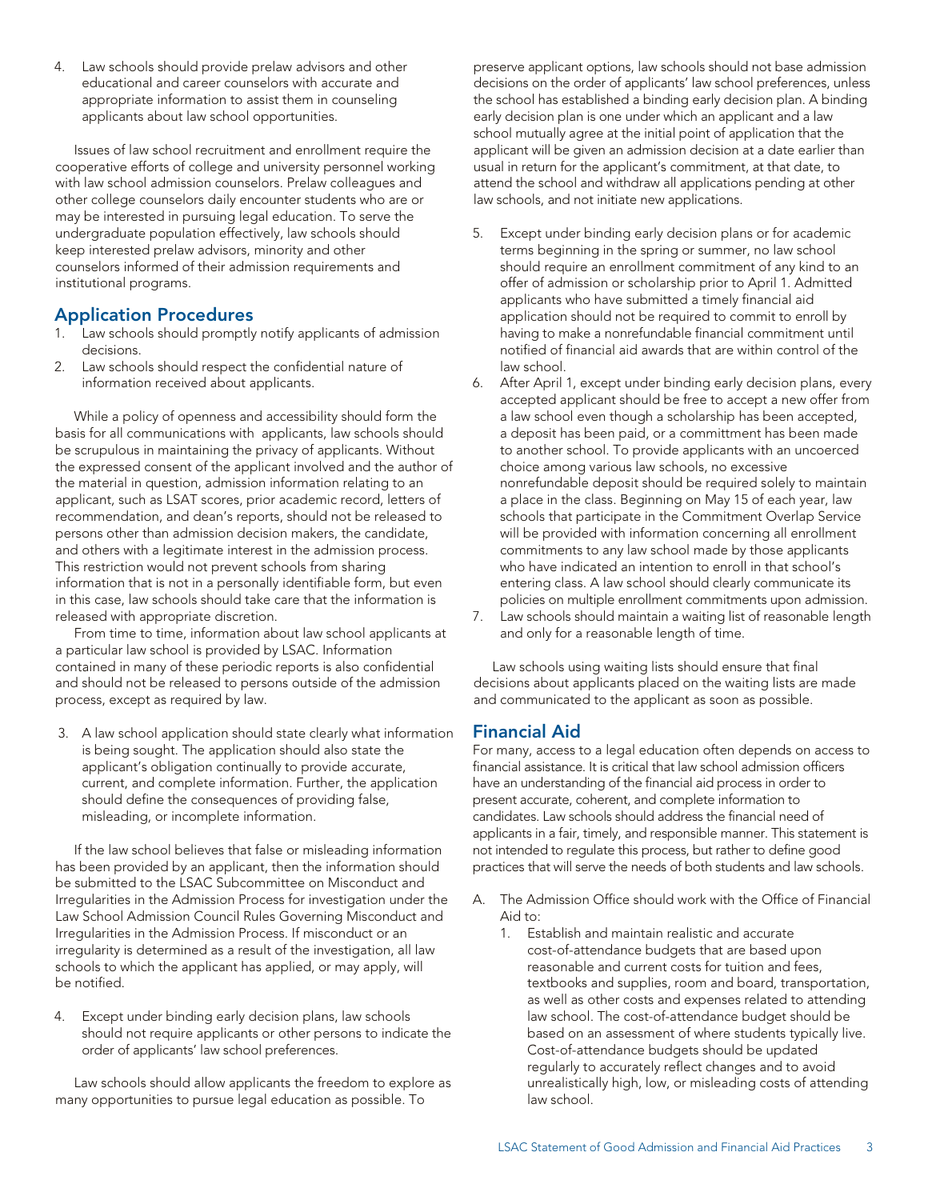4. Law schools should provide prelaw advisors and other educational and career counselors with accurate and appropriate information to assist them in counseling applicants about law school opportunities.

Issues of law school recruitment and enrollment require the cooperative efforts of college and university personnel working with law school admission counselors. Prelaw colleagues and other college counselors daily encounter students who are or may be interested in pursuing legal education. To serve the undergraduate population effectively, law schools should keep interested prelaw advisors, minority and other counselors informed of their admission requirements and institutional programs.

## Application Procedures

1. Law schools should promptly notify applicants of admission decisions.
2. Law schools should respect the confidential nature of information received about applicants.

While a policy of openness and accessibility should form the basis for all communications with applicants, law schools should be scrupulous in maintaining the privacy of applicants. Without the expressed consent of the applicant involved and the author of the material in question, admission information relating to an applicant, such as LSAT scores, prior academic record, letters of recommendation, and dean's reports, should not be released to persons other than admission decision makers, the candidate, and others with a legitimate interest in the admission process. This restriction would not prevent schools from sharing information that is not in a personally identifiable form, but even in this case, law schools should take care that the information is released with appropriate discretion.

From time to time, information about law school applicants at a particular law school is provided by LSAC. Information contained in many of these periodic reports is also confidential and should not be released to persons outside of the admission process, except as required by law.

3. A law school application should state clearly what information is being sought. The application should also state the applicant's obligation continually to provide accurate, current, and complete information. Further, the application should define the consequences of providing false, misleading, or incomplete information.

If the law school believes that false or misleading information has been provided by an applicant, then the information should be submitted to the LSAC Subcommittee on Misconduct and Irregularities in the Admission Process for investigation under the Law School Admission Council Rules Governing Misconduct and Irregularities in the Admission Process. If misconduct or an irregularity is determined as a result of the investigation, all law schools to which the applicant has applied, or may apply, will be notified.

4. Except under binding early decision plans, law schools should not require applicants or other persons to indicate the order of applicants' law school preferences.

Law schools should allow applicants the freedom to explore as many opportunities to pursue legal education as possible. To preserve applicant options, law schools should not base admission decisions on the order of applicants' law school preferences, unless the school has established a binding early decision plan. A binding early decision plan is one under which an applicant and a law school mutually agree at the initial point of application that the applicant will be given an admission decision at a date earlier than usual in return for the applicant's commitment, at that date, to attend the school and withdraw all applications pending at other law schools, and not initiate new applications.

5. Except under binding early decision plans or for academic terms beginning in the spring or summer, no law school should require an enrollment commitment of any kind to an offer of admission or scholarship prior to April 1. Admitted applicants who have submitted a timely financial aid application should not be required to commit to enroll by having to make a nonrefundable financial commitment until notified of financial aid awards that are within control of the law school.
6. After April 1, except under binding early decision plans, every accepted applicant should be free to accept a new offer from a law school even though a scholarship has been accepted, a deposit has been paid, or a committment has been made to another school. To provide applicants with an uncoerced choice among various law schools, no excessive nonrefundable deposit should be required solely to maintain a place in the class. Beginning on May 15 of each year, law schools that participate in the Commitment Overlap Service will be provided with information concerning all enrollment commitments to any law school made by those applicants who have indicated an intention to enroll in that school's entering class. A law school should clearly communicate its policies on multiple enrollment commitments upon admission.
7. Law schools should maintain a waiting list of reasonable length and only for a reasonable length of time.

Law schools using waiting lists should ensure that final decisions about applicants placed on the waiting lists are made and communicated to the applicant as soon as possible.

## Financial Aid

For many, access to a legal education often depends on access to financial assistance. It is critical that law school admission officers have an understanding of the financial aid process in order to present accurate, coherent, and complete information to candidates. Law schools should address the financial need of applicants in a fair, timely, and responsible manner. This statement is not intended to regulate this process, but rather to define good practices that will serve the needs of both students and law schools.

A. The Admission Office should work with the Office of Financial Aid to:
   1. Establish and maintain realistic and accurate cost-of-attendance budgets that are based upon reasonable and current costs for tuition and fees, textbooks and supplies, room and board, transportation, as well as other costs and expenses related to attending law school. The cost-of-attendance budget should be based on an assessment of where students typically live. Cost-of-attendance budgets should be updated regularly to accurately reflect changes and to avoid unrealistically high, low, or misleading costs of attending law school.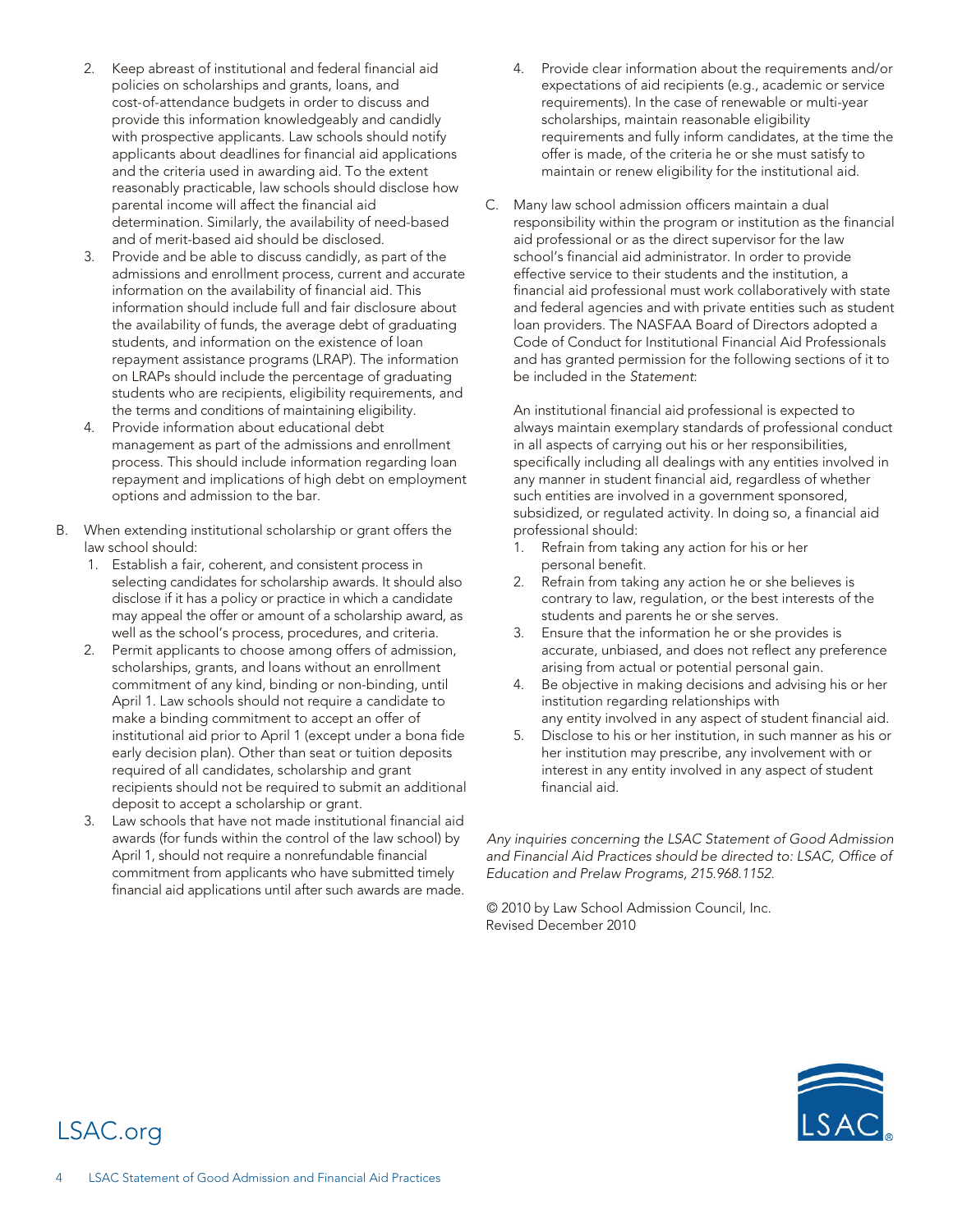2. Keep abreast of institutional and federal financial aid policies on scholarships and grants, loans, and cost-of-attendance budgets in order to discuss and provide this information knowledgeably and candidly with prospective applicants. Law schools should notify applicants about deadlines for financial aid applications and the criteria used in awarding aid. To the extent reasonably practicable, law schools should disclose how parental income will affect the financial aid determination. Similarly, the availability of need-based and of merit-based aid should be disclosed.
3. Provide and be able to discuss candidly, as part of the admissions and enrollment process, current and accurate information on the availability of financial aid. This information should include full and fair disclosure about the availability of funds, the average debt of graduating students, and information on the existence of loan repayment assistance programs (LRAP). The information on LRAPs should include the percentage of graduating students who are recipients, eligibility requirements, and the terms and conditions of maintaining eligibility.
4. Provide information about educational debt management as part of the admissions and enrollment process. This should include information regarding loan repayment and implications of high debt on employment options and admission to the bar.

B. When extending institutional scholarship or grant offers the law school should:

1. Establish a fair, coherent, and consistent process in selecting candidates for scholarship awards. It should also disclose if it has a policy or practice in which a candidate may appeal the offer or amount of a scholarship award, as well as the school's process, procedures, and criteria.
2. Permit applicants to choose among offers of admission, scholarships, grants, and loans without an enrollment commitment of any kind, binding or non-binding, until April 1. Law schools should not require a candidate to make a binding commitment to accept an offer of institutional aid prior to April 1 (except under a bona fide early decision plan). Other than seat or tuition deposits required of all candidates, scholarship and grant recipients should not be required to submit an additional deposit to accept a scholarship or grant.
3. Law schools that have not made institutional financial aid awards (for funds within the control of the law school) by April 1, should not require a nonrefundable financial commitment from applicants who have submitted timely financial aid applications until after such awards are made.
4. Provide clear information about the requirements and/or expectations of aid recipients (e.g., academic or service requirements). In the case of renewable or multi-year scholarships, maintain reasonable eligibility requirements and fully inform candidates, at the time the offer is made, of the criteria he or she must satisfy to maintain or renew eligibility for the institutional aid.

C. Many law school admission officers maintain a dual responsibility within the program or institution as the financial aid professional or as the direct supervisor for the law school's financial aid administrator. In order to provide effective service to their students and the institution, a financial aid professional must work collaboratively with state and federal agencies and with private entities such as student loan providers. The NASFAA Board of Directors adopted a Code of Conduct for Institutional Financial Aid Professionals and has granted permission for the following sections of it to be included in the *Statement*:

An institutional financial aid professional is expected to always maintain exemplary standards of professional conduct in all aspects of carrying out his or her responsibilities, specifically including all dealings with any entities involved in any manner in student financial aid, regardless of whether such entities are involved in a government sponsored, subsidized, or regulated activity. In doing so, a financial aid professional should:

1. Refrain from taking any action for his or her personal benefit.
2. Refrain from taking any action he or she believes is contrary to law, regulation, or the best interests of the students and parents he or she serves.
3. Ensure that the information he or she provides is accurate, unbiased, and does not reflect any preference arising from actual or potential personal gain.
4. Be objective in making decisions and advising his or her institution regarding relationships with any entity involved in any aspect of student financial aid.
5. Disclose to his or her institution, in such manner as his or her institution may prescribe, any involvement with or interest in any entity involved in any aspect of student financial aid.

*Any inquiries concerning the LSAC Statement of Good Admission and Financial Aid Practices should be directed to: LSAC, Office of Education and Prelaw Programs, 215.968.1152.*

© 2010 by Law School Admission Council, Inc.
Revised December 2010

LSAC.org